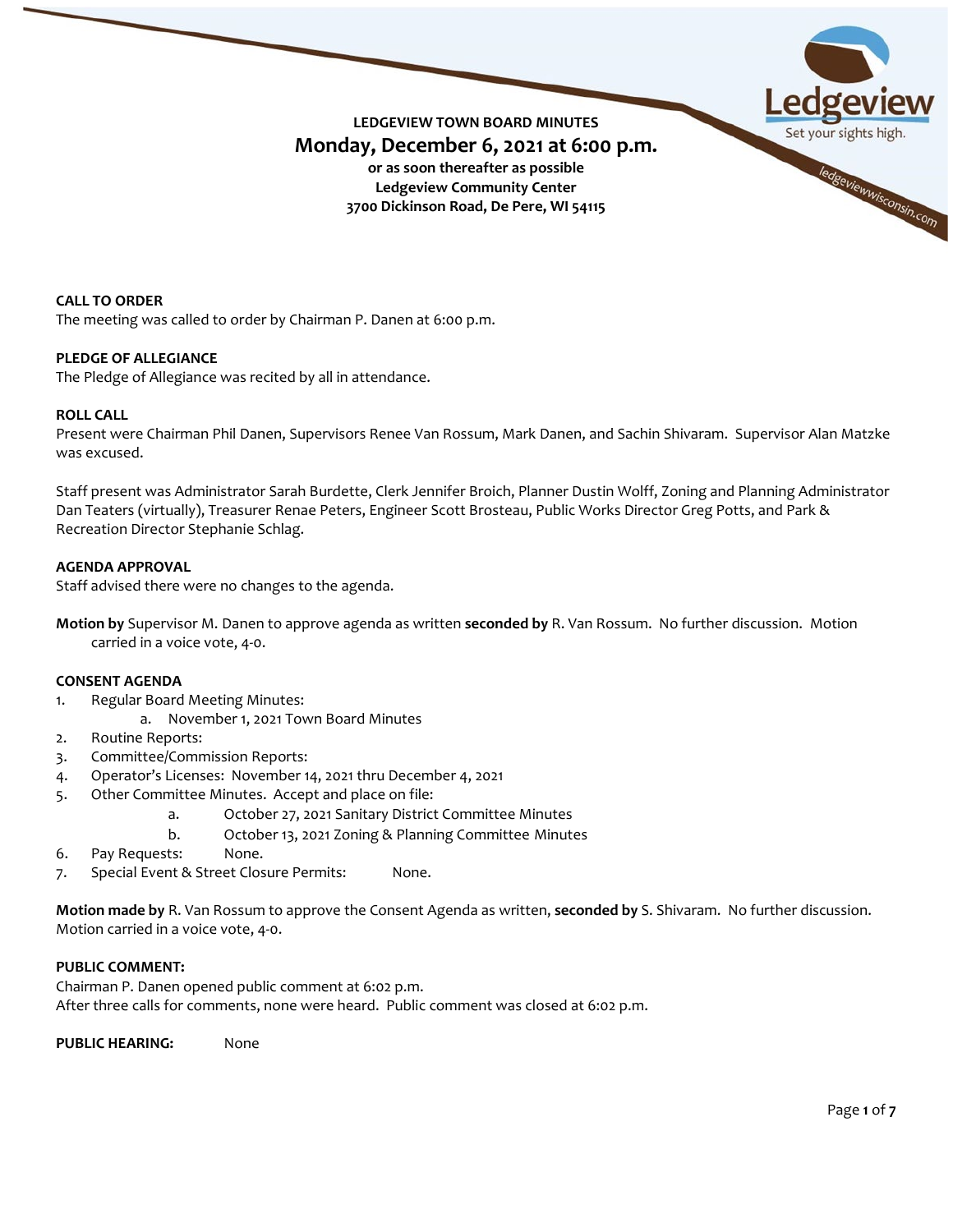**LEDGEVIEW TOWN BOARD MINUTES**

# Monday, December 6, 2021 at 6:00 p.m.

**or as soon thereafter as possible**
**Ledgeview Community Center**
**3700 Dickinson Road, De Pere, WI 54115**

Ledgeview
Set your sights high.
ledgeviewwisconsin.com

**CALL TO ORDER**
The meeting was called to order by Chairman P. Danen at 6:00 p.m.

**PLEDGE OF ALLEGIANCE**
The Pledge of Allegiance was recited by all in attendance.

**ROLL CALL**
Present were Chairman Phil Danen, Supervisors Renee Van Rossum, Mark Danen, and Sachin Shivaram. Supervisor Alan Matzke was excused.

Staff present was Administrator Sarah Burdette, Clerk Jennifer Broich, Planner Dustin Wolff, Zoning and Planning Administrator Dan Teaters (virtually), Treasurer Renae Peters, Engineer Scott Brosteau, Public Works Director Greg Potts, and Park & Recreation Director Stephanie Schlag.

**AGENDA APPROVAL**
Staff advised there were no changes to the agenda.

**Motion by** Supervisor M. Danen to approve agenda as written **seconded by** R. Van Rossum. No further discussion. Motion carried in a voice vote, 4-0.

**CONSENT AGENDA**

1. Regular Board Meeting Minutes:
   a. November 1, 2021 Town Board Minutes
2. Routine Reports:
3. Committee/Commission Reports:
4. Operator's Licenses: November 14, 2021 thru December 4, 2021
5. Other Committee Minutes. Accept and place on file:
   a. October 27, 2021 Sanitary District Committee Minutes
   b. October 13, 2021 Zoning & Planning Committee Minutes
6. Pay Requests: None.
7. Special Event & Street Closure Permits: None.

**Motion made by** R. Van Rossum to approve the Consent Agenda as written, **seconded by** S. Shivaram. No further discussion. Motion carried in a voice vote, 4-0.

**PUBLIC COMMENT:**
Chairman P. Danen opened public comment at 6:02 p.m.
After three calls for comments, none were heard. Public comment was closed at 6:02 p.m.

**PUBLIC HEARING:** None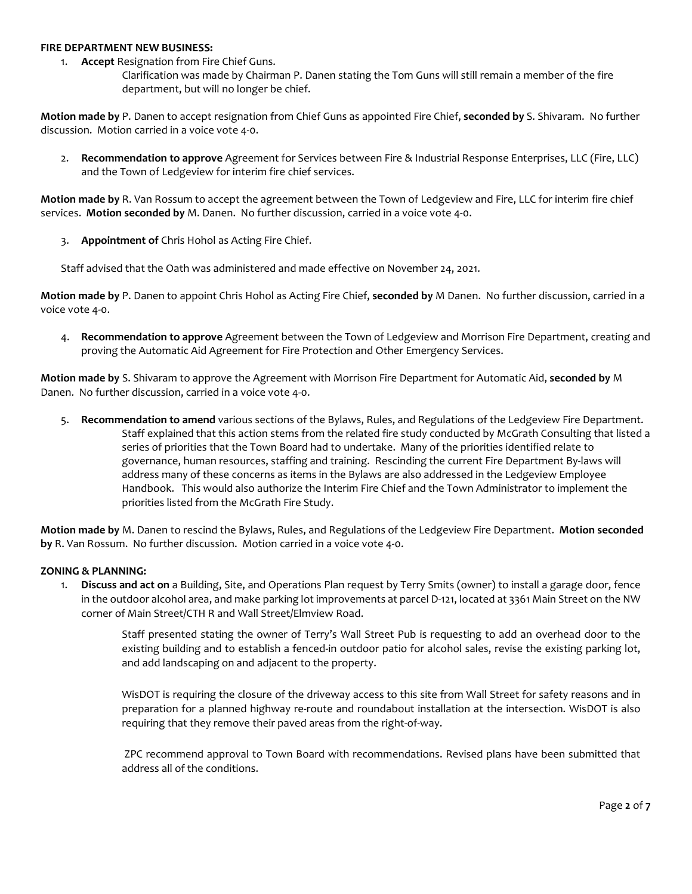**FIRE DEPARTMENT NEW BUSINESS:**

1. **Accept** Resignation from Fire Chief Guns.

   Clarification was made by Chairman P. Danen stating the Tom Guns will still remain a member of the fire department, but will no longer be chief.

**Motion made by** P. Danen to accept resignation from Chief Guns as appointed Fire Chief, **seconded by** S. Shivaram. No further discussion. Motion carried in a voice vote 4-0.

2. **Recommendation to approve** Agreement for Services between Fire & Industrial Response Enterprises, LLC (Fire, LLC) and the Town of Ledgeview for interim fire chief services.

**Motion made by** R. Van Rossum to accept the agreement between the Town of Ledgeview and Fire, LLC for interim fire chief services. **Motion seconded by** M. Danen. No further discussion, carried in a voice vote 4-0.

3. **Appointment of** Chris Hohol as Acting Fire Chief.

   Staff advised that the Oath was administered and made effective on November 24, 2021.

**Motion made by** P. Danen to appoint Chris Hohol as Acting Fire Chief, **seconded by** M Danen. No further discussion, carried in a voice vote 4-0.

4. **Recommendation to approve** Agreement between the Town of Ledgeview and Morrison Fire Department, creating and proving the Automatic Aid Agreement for Fire Protection and Other Emergency Services.

**Motion made by** S. Shivaram to approve the Agreement with Morrison Fire Department for Automatic Aid, **seconded by** M Danen. No further discussion, carried in a voice vote 4-0.

5. **Recommendation to amend** various sections of the Bylaws, Rules, and Regulations of the Ledgeview Fire Department.

   Staff explained that this action stems from the related fire study conducted by McGrath Consulting that listed a series of priorities that the Town Board had to undertake. Many of the priorities identified relate to governance, human resources, staffing and training. Rescinding the current Fire Department By-laws will address many of these concerns as items in the Bylaws are also addressed in the Ledgeview Employee Handbook. This would also authorize the Interim Fire Chief and the Town Administrator to implement the priorities listed from the McGrath Fire Study.

**Motion made by** M. Danen to rescind the Bylaws, Rules, and Regulations of the Ledgeview Fire Department. **Motion seconded by** R. Van Rossum. No further discussion. Motion carried in a voice vote 4-0.

**ZONING & PLANNING:**

1. **Discuss and act on** a Building, Site, and Operations Plan request by Terry Smits (owner) to install a garage door, fence in the outdoor alcohol area, and make parking lot improvements at parcel D-121, located at 3361 Main Street on the NW corner of Main Street/CTH R and Wall Street/Elmview Road.

   Staff presented stating the owner of Terry's Wall Street Pub is requesting to add an overhead door to the existing building and to establish a fenced-in outdoor patio for alcohol sales, revise the existing parking lot, and add landscaping on and adjacent to the property.

   WisDOT is requiring the closure of the driveway access to this site from Wall Street for safety reasons and in preparation for a planned highway re-route and roundabout installation at the intersection. WisDOT is also requiring that they remove their paved areas from the right-of-way.

   ZPC recommend approval to Town Board with recommendations. Revised plans have been submitted that address all of the conditions.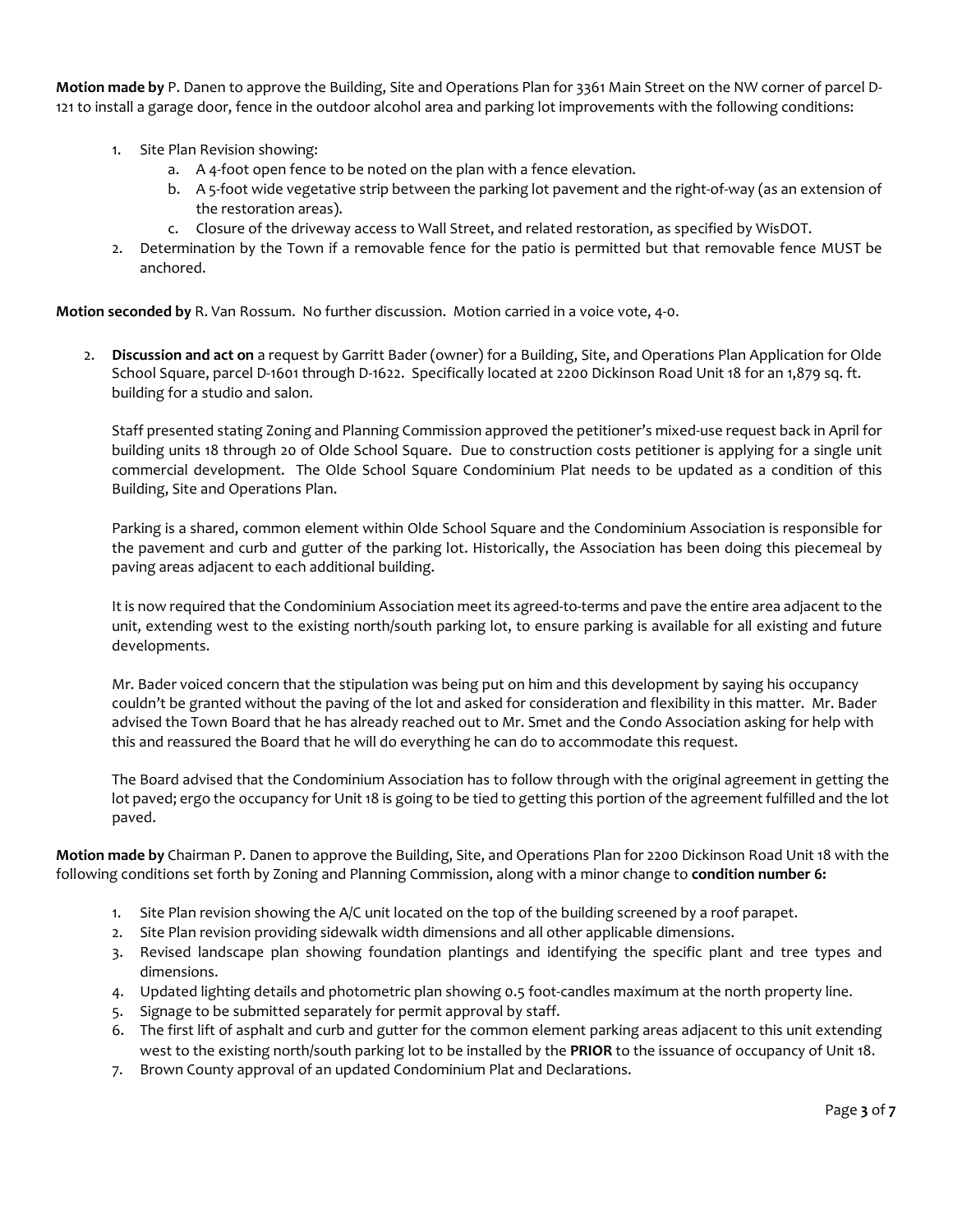**Motion made by** P. Danen to approve the Building, Site and Operations Plan for 3361 Main Street on the NW corner of parcel D-121 to install a garage door, fence in the outdoor alcohol area and parking lot improvements with the following conditions:

1. Site Plan Revision showing:
   a. A 4-foot open fence to be noted on the plan with a fence elevation.
   b. A 5-foot wide vegetative strip between the parking lot pavement and the right-of-way (as an extension of the restoration areas).
   c. Closure of the driveway access to Wall Street, and related restoration, as specified by WisDOT.
2. Determination by the Town if a removable fence for the patio is permitted but that removable fence MUST be anchored.

**Motion seconded by** R. Van Rossum. No further discussion. Motion carried in a voice vote, 4-0.

2. **Discussion and act on** a request by Garritt Bader (owner) for a Building, Site, and Operations Plan Application for Olde School Square, parcel D-1601 through D-1622. Specifically located at 2200 Dickinson Road Unit 18 for an 1,879 sq. ft. building for a studio and salon.

   Staff presented stating Zoning and Planning Commission approved the petitioner's mixed-use request back in April for building units 18 through 20 of Olde School Square. Due to construction costs petitioner is applying for a single unit commercial development. The Olde School Square Condominium Plat needs to be updated as a condition of this Building, Site and Operations Plan.

   Parking is a shared, common element within Olde School Square and the Condominium Association is responsible for the pavement and curb and gutter of the parking lot. Historically, the Association has been doing this piecemeal by paving areas adjacent to each additional building.

   It is now required that the Condominium Association meet its agreed-to-terms and pave the entire area adjacent to the unit, extending west to the existing north/south parking lot, to ensure parking is available for all existing and future developments.

   Mr. Bader voiced concern that the stipulation was being put on him and this development by saying his occupancy couldn't be granted without the paving of the lot and asked for consideration and flexibility in this matter. Mr. Bader advised the Town Board that he has already reached out to Mr. Smet and the Condo Association asking for help with this and reassured the Board that he will do everything he can do to accommodate this request.

   The Board advised that the Condominium Association has to follow through with the original agreement in getting the lot paved; ergo the occupancy for Unit 18 is going to be tied to getting this portion of the agreement fulfilled and the lot paved.

**Motion made by** Chairman P. Danen to approve the Building, Site, and Operations Plan for 2200 Dickinson Road Unit 18 with the following conditions set forth by Zoning and Planning Commission, along with a minor change to **condition number 6:**

1. Site Plan revision showing the A/C unit located on the top of the building screened by a roof parapet.
2. Site Plan revision providing sidewalk width dimensions and all other applicable dimensions.
3. Revised landscape plan showing foundation plantings and identifying the specific plant and tree types and dimensions.
4. Updated lighting details and photometric plan showing 0.5 foot-candles maximum at the north property line.
5. Signage to be submitted separately for permit approval by staff.
6. The first lift of asphalt and curb and gutter for the common element parking areas adjacent to this unit extending west to the existing north/south parking lot to be installed by the **PRIOR** to the issuance of occupancy of Unit 18.
7. Brown County approval of an updated Condominium Plat and Declarations.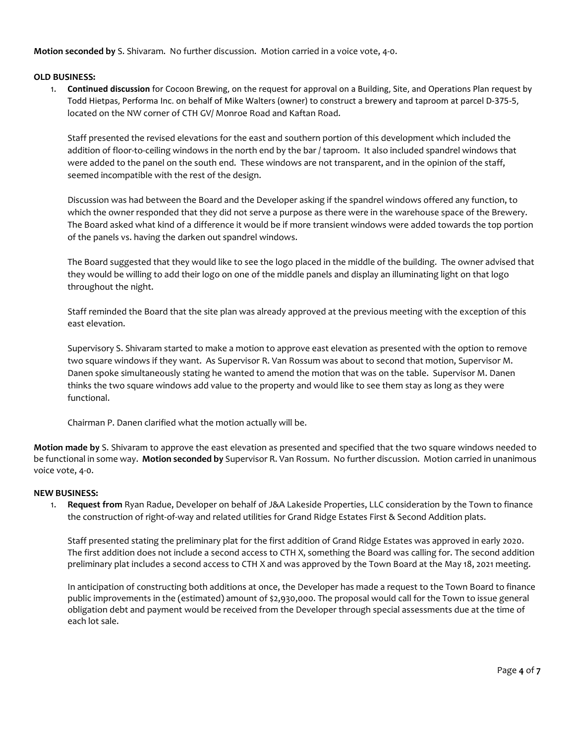**Motion seconded by** S. Shivaram. No further discussion. Motion carried in a voice vote, 4-0.

**OLD BUSINESS:**

1. **Continued discussion** for Cocoon Brewing, on the request for approval on a Building, Site, and Operations Plan request by Todd Hietpas, Performa Inc. on behalf of Mike Walters (owner) to construct a brewery and taproom at parcel D-375-5, located on the NW corner of CTH GV/ Monroe Road and Kaftan Road.

   Staff presented the revised elevations for the east and southern portion of this development which included the addition of floor-to-ceiling windows in the north end by the bar / taproom. It also included spandrel windows that were added to the panel on the south end. These windows are not transparent, and in the opinion of the staff, seemed incompatible with the rest of the design.

   Discussion was had between the Board and the Developer asking if the spandrel windows offered any function, to which the owner responded that they did not serve a purpose as there were in the warehouse space of the Brewery. The Board asked what kind of a difference it would be if more transient windows were added towards the top portion of the panels vs. having the darken out spandrel windows.

   The Board suggested that they would like to see the logo placed in the middle of the building. The owner advised that they would be willing to add their logo on one of the middle panels and display an illuminating light on that logo throughout the night.

   Staff reminded the Board that the site plan was already approved at the previous meeting with the exception of this east elevation.

   Supervisory S. Shivaram started to make a motion to approve east elevation as presented with the option to remove two square windows if they want. As Supervisor R. Van Rossum was about to second that motion, Supervisor M. Danen spoke simultaneously stating he wanted to amend the motion that was on the table. Supervisor M. Danen thinks the two square windows add value to the property and would like to see them stay as long as they were functional.

   Chairman P. Danen clarified what the motion actually will be.

**Motion made by** S. Shivaram to approve the east elevation as presented and specified that the two square windows needed to be functional in some way. **Motion seconded by** Supervisor R. Van Rossum. No further discussion. Motion carried in unanimous voice vote, 4-0.

**NEW BUSINESS:**

1. **Request from** Ryan Radue, Developer on behalf of J&A Lakeside Properties, LLC consideration by the Town to finance the construction of right-of-way and related utilities for Grand Ridge Estates First & Second Addition plats.

   Staff presented stating the preliminary plat for the first addition of Grand Ridge Estates was approved in early 2020. The first addition does not include a second access to CTH X, something the Board was calling for. The second addition preliminary plat includes a second access to CTH X and was approved by the Town Board at the May 18, 2021 meeting.

   In anticipation of constructing both additions at once, the Developer has made a request to the Town Board to finance public improvements in the (estimated) amount of $2,930,000. The proposal would call for the Town to issue general obligation debt and payment would be received from the Developer through special assessments due at the time of each lot sale.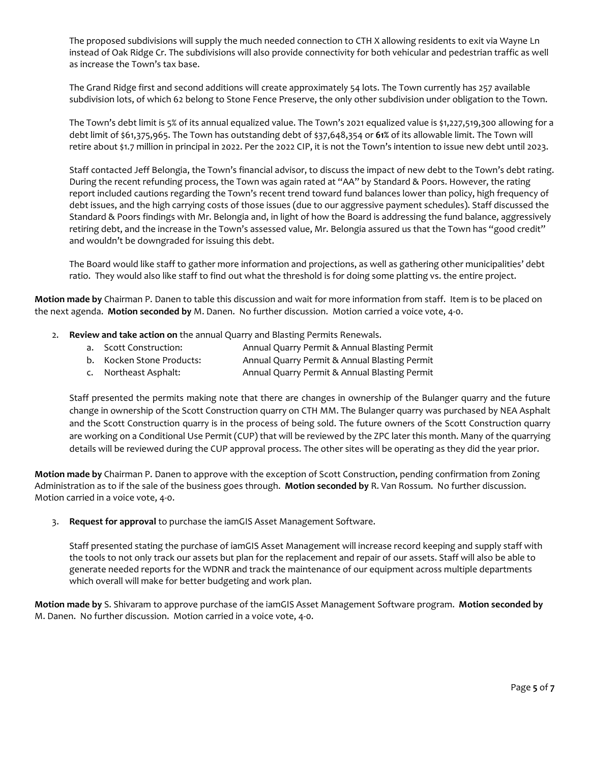The proposed subdivisions will supply the much needed connection to CTH X allowing residents to exit via Wayne Ln instead of Oak Ridge Cr. The subdivisions will also provide connectivity for both vehicular and pedestrian traffic as well as increase the Town's tax base.

The Grand Ridge first and second additions will create approximately 54 lots. The Town currently has 257 available subdivision lots, of which 62 belong to Stone Fence Preserve, the only other subdivision under obligation to the Town.

The Town's debt limit is 5% of its annual equalized value. The Town's 2021 equalized value is $1,227,519,300 allowing for a debt limit of $61,375,965. The Town has outstanding debt of $37,648,354 or **61%** of its allowable limit. The Town will retire about $1.7 million in principal in 2022. Per the 2022 CIP, it is not the Town's intention to issue new debt until 2023.

Staff contacted Jeff Belongia, the Town's financial advisor, to discuss the impact of new debt to the Town's debt rating. During the recent refunding process, the Town was again rated at "AA" by Standard & Poors. However, the rating report included cautions regarding the Town's recent trend toward fund balances lower than policy, high frequency of debt issues, and the high carrying costs of those issues (due to our aggressive payment schedules). Staff discussed the Standard & Poors findings with Mr. Belongia and, in light of how the Board is addressing the fund balance, aggressively retiring debt, and the increase in the Town's assessed value, Mr. Belongia assured us that the Town has "good credit" and wouldn't be downgraded for issuing this debt.

The Board would like staff to gather more information and projections, as well as gathering other municipalities' debt ratio. They would also like staff to find out what the threshold is for doing some platting vs. the entire project.

**Motion made by** Chairman P. Danen to table this discussion and wait for more information from staff. Item is to be placed on the next agenda. **Motion seconded by** M. Danen. No further discussion. Motion carried a voice vote, 4-0.

2. **Review and take action on** the annual Quarry and Blasting Permits Renewals.
   a. Scott Construction: Annual Quarry Permit & Annual Blasting Permit
   b. Kocken Stone Products: Annual Quarry Permit & Annual Blasting Permit
   c. Northeast Asphalt: Annual Quarry Permit & Annual Blasting Permit

   Staff presented the permits making note that there are changes in ownership of the Bulanger quarry and the future change in ownership of the Scott Construction quarry on CTH MM. The Bulanger quarry was purchased by NEA Asphalt and the Scott Construction quarry is in the process of being sold. The future owners of the Scott Construction quarry are working on a Conditional Use Permit (CUP) that will be reviewed by the ZPC later this month. Many of the quarrying details will be reviewed during the CUP approval process. The other sites will be operating as they did the year prior.

**Motion made by** Chairman P. Danen to approve with the exception of Scott Construction, pending confirmation from Zoning Administration as to if the sale of the business goes through. **Motion seconded by** R. Van Rossum. No further discussion. Motion carried in a voice vote, 4-0.

3. **Request for approval** to purchase the iamGIS Asset Management Software.

   Staff presented stating the purchase of iamGIS Asset Management will increase record keeping and supply staff with the tools to not only track our assets but plan for the replacement and repair of our assets. Staff will also be able to generate needed reports for the WDNR and track the maintenance of our equipment across multiple departments which overall will make for better budgeting and work plan.

**Motion made by** S. Shivaram to approve purchase of the iamGIS Asset Management Software program. **Motion seconded by** M. Danen. No further discussion. Motion carried in a voice vote, 4-0.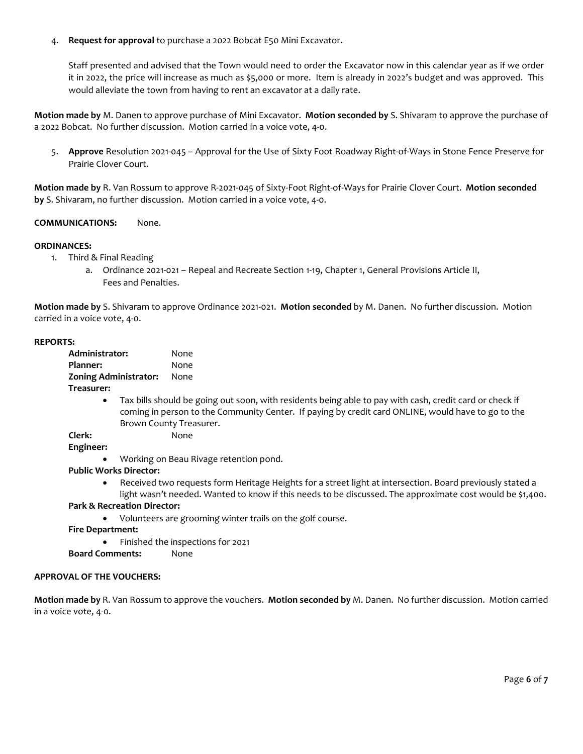4. **Request for approval** to purchase a 2022 Bobcat E50 Mini Excavator.

   Staff presented and advised that the Town would need to order the Excavator now in this calendar year as if we order it in 2022, the price will increase as much as $5,000 or more. Item is already in 2022's budget and was approved. This would alleviate the town from having to rent an excavator at a daily rate.

**Motion made by** M. Danen to approve purchase of Mini Excavator. **Motion seconded by** S. Shivaram to approve the purchase of a 2022 Bobcat. No further discussion. Motion carried in a voice vote, 4-0.

5. **Approve** Resolution 2021-045 – Approval for the Use of Sixty Foot Roadway Right-of-Ways in Stone Fence Preserve for Prairie Clover Court.

**Motion made by** R. Van Rossum to approve R-2021-045 of Sixty-Foot Right-of-Ways for Prairie Clover Court. **Motion seconded by** S. Shivaram, no further discussion. Motion carried in a voice vote, 4-0.

**COMMUNICATIONS:** None.

**ORDINANCES:**

1. Third & Final Reading
   a. Ordinance 2021-021 – Repeal and Recreate Section 1-19, Chapter 1, General Provisions Article II, Fees and Penalties.

**Motion made by** S. Shivaram to approve Ordinance 2021-021. **Motion seconded** by M. Danen. No further discussion. Motion carried in a voice vote, 4-0.

**REPORTS:**

**Administrator:** None

**Planner:** None

**Zoning Administrator:** None

**Treasurer:**

- Tax bills should be going out soon, with residents being able to pay with cash, credit card or check if coming in person to the Community Center. If paying by credit card ONLINE, would have to go to the Brown County Treasurer.

**Clerk:** None

**Engineer:**

- Working on Beau Rivage retention pond.

**Public Works Director:**

- Received two requests form Heritage Heights for a street light at intersection. Board previously stated a light wasn't needed. Wanted to know if this needs to be discussed. The approximate cost would be $1,400.

**Park & Recreation Director:**

- Volunteers are grooming winter trails on the golf course.

**Fire Department:**

- Finished the inspections for 2021

**Board Comments:** None

**APPROVAL OF THE VOUCHERS:**

**Motion made by** R. Van Rossum to approve the vouchers. **Motion seconded by** M. Danen. No further discussion. Motion carried in a voice vote, 4-0.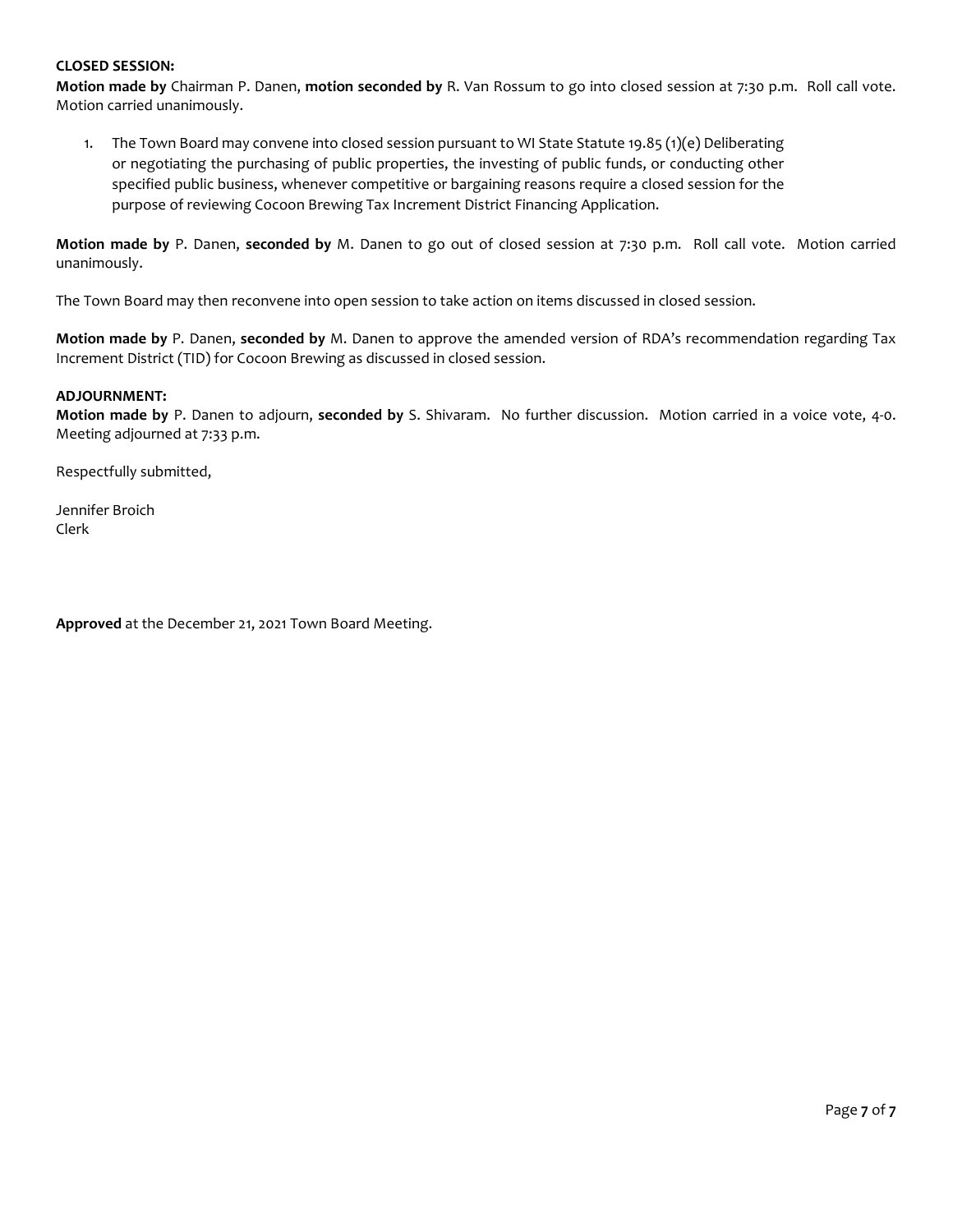**CLOSED SESSION:**

**Motion made by** Chairman P. Danen, **motion seconded by** R. Van Rossum to go into closed session at 7:30 p.m. Roll call vote. Motion carried unanimously.

1. The Town Board may convene into closed session pursuant to WI State Statute 19.85 (1)(e) Deliberating or negotiating the purchasing of public properties, the investing of public funds, or conducting other specified public business, whenever competitive or bargaining reasons require a closed session for the purpose of reviewing Cocoon Brewing Tax Increment District Financing Application.

**Motion made by** P. Danen, **seconded by** M. Danen to go out of closed session at 7:30 p.m. Roll call vote. Motion carried unanimously.

The Town Board may then reconvene into open session to take action on items discussed in closed session.

**Motion made by** P. Danen, **seconded by** M. Danen to approve the amended version of RDA's recommendation regarding Tax Increment District (TID) for Cocoon Brewing as discussed in closed session.

**ADJOURNMENT:**

**Motion made by** P. Danen to adjourn, **seconded by** S. Shivaram. No further discussion. Motion carried in a voice vote, 4-0. Meeting adjourned at 7:33 p.m.

Respectfully submitted,

Jennifer Broich
Clerk

**Approved** at the December 21, 2021 Town Board Meeting.